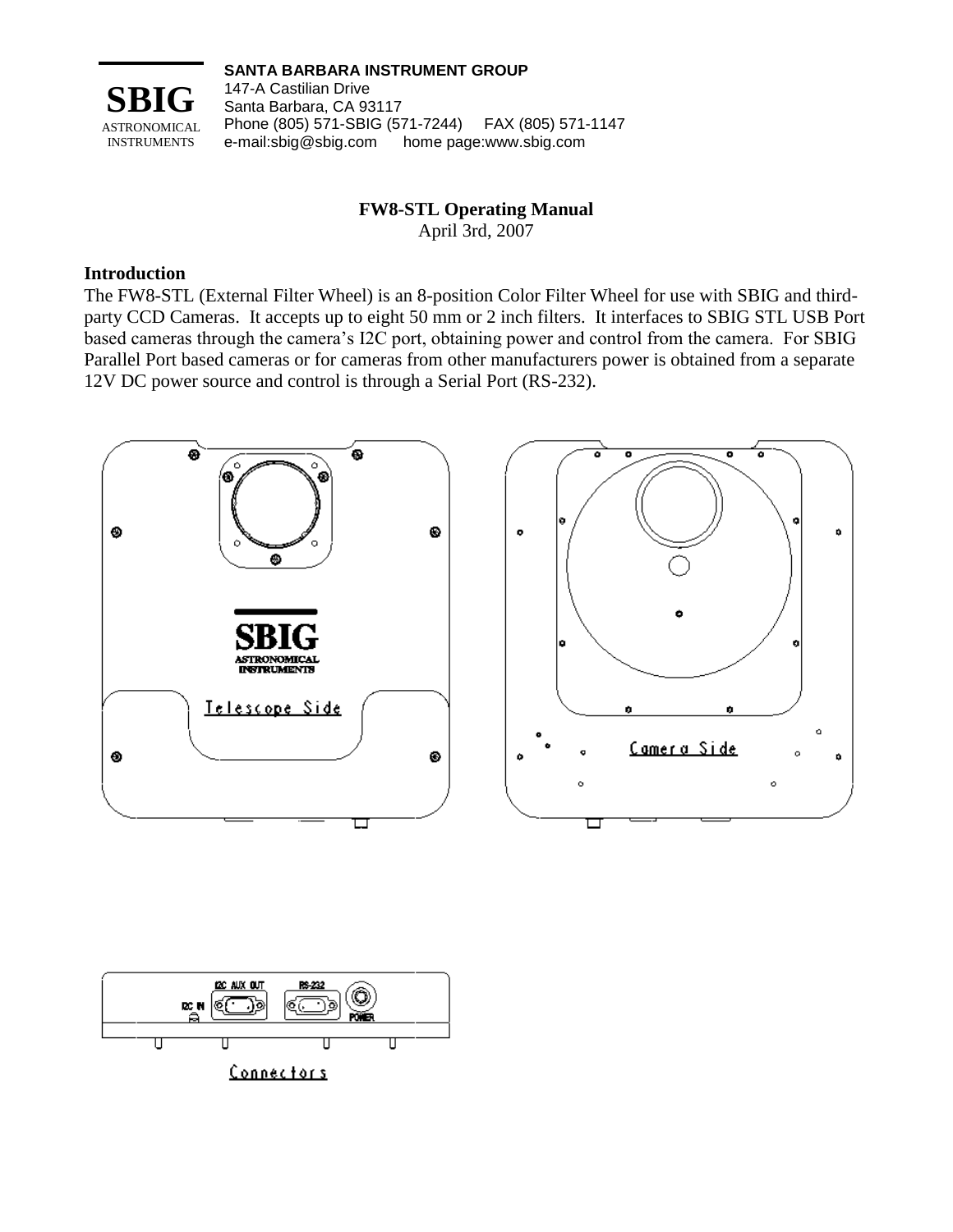**SBIG**
ASTRONOMICAL INSTRUMENTS

**SANTA BARBARA INSTRUMENT GROUP**
147-A Castilian Drive
Santa Barbara, CA 93117
Phone (805) 571-SBIG (571-7244)  FAX (805) 571-1147
e-mail:sbig@sbig.com  home page:www.sbig.com

# FW8-STL Operating Manual

April 3rd, 2007

## Introduction

The FW8-STL (External Filter Wheel) is an 8-position Color Filter Wheel for use with SBIG and third-party CCD Cameras. It accepts up to eight 50 mm or 2 inch filters. It interfaces to SBIG STL USB Port based cameras through the camera's I2C port, obtaining power and control from the camera. For SBIG Parallel Port based cameras or for cameras from other manufacturers power is obtained from a separate 12V DC power source and control is through a Serial Port (RS-232).

Telescope Side

Camera Side

Connectors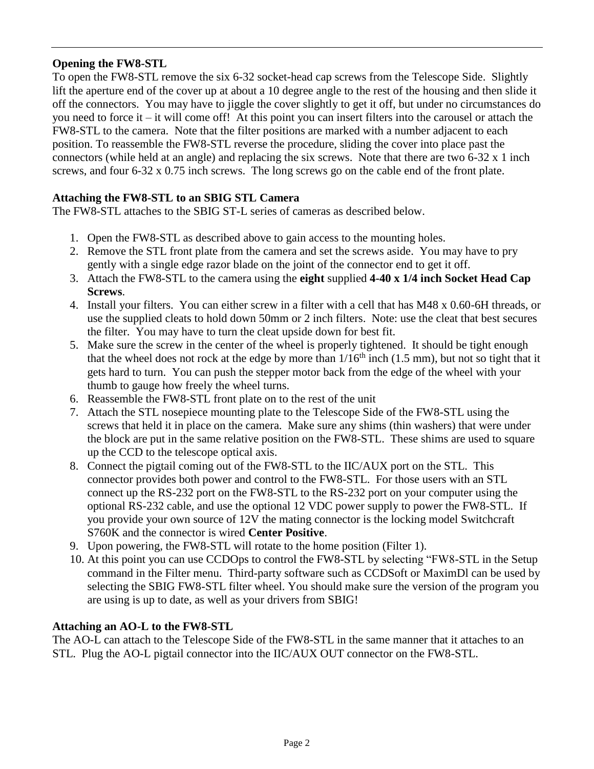**Opening the FW8-STL**

To open the FW8-STL remove the six 6-32 socket-head cap screws from the Telescope Side. Slightly lift the aperture end of the cover up at about a 10 degree angle to the rest of the housing and then slide it off the connectors. You may have to jiggle the cover slightly to get it off, but under no circumstances do you need to force it – it will come off! At this point you can insert filters into the carousel or attach the FW8-STL to the camera. Note that the filter positions are marked with a number adjacent to each position. To reassemble the FW8-STL reverse the procedure, sliding the cover into place past the connectors (while held at an angle) and replacing the six screws. Note that there are two 6-32 x 1 inch screws, and four 6-32 x 0.75 inch screws. The long screws go on the cable end of the front plate.

**Attaching the FW8-STL to an SBIG STL Camera**

The FW8-STL attaches to the SBIG ST-L series of cameras as described below.

1. Open the FW8-STL as described above to gain access to the mounting holes.
2. Remove the STL front plate from the camera and set the screws aside. You may have to pry gently with a single edge razor blade on the joint of the connector end to get it off.
3. Attach the FW8-STL to the camera using the **eight** supplied **4-40 x 1/4 inch Socket Head Cap Screws**.
4. Install your filters. You can either screw in a filter with a cell that has M48 x 0.60-6H threads, or use the supplied cleats to hold down 50mm or 2 inch filters. Note: use the cleat that best secures the filter. You may have to turn the cleat upside down for best fit.
5. Make sure the screw in the center of the wheel is properly tightened. It should be tight enough that the wheel does not rock at the edge by more than 1/16$^{th}$ inch (1.5 mm), but not so tight that it gets hard to turn. You can push the stepper motor back from the edge of the wheel with your thumb to gauge how freely the wheel turns.
6. Reassemble the FW8-STL front plate on to the rest of the unit
7. Attach the STL nosepiece mounting plate to the Telescope Side of the FW8-STL using the screws that held it in place on the camera. Make sure any shims (thin washers) that were under the block are put in the same relative position on the FW8-STL. These shims are used to square up the CCD to the telescope optical axis.
8. Connect the pigtail coming out of the FW8-STL to the IIC/AUX port on the STL. This connector provides both power and control to the FW8-STL. For those users with an STL connect up the RS-232 port on the FW8-STL to the RS-232 port on your computer using the optional RS-232 cable, and use the optional 12 VDC power supply to power the FW8-STL. If you provide your own source of 12V the mating connector is the locking model Switchcraft S760K and the connector is wired **Center Positive**.
9. Upon powering, the FW8-STL will rotate to the home position (Filter 1).
10. At this point you can use CCDOps to control the FW8-STL by selecting "FW8-STL in the Setup command in the Filter menu. Third-party software such as CCDSoft or MaximDl can be used by selecting the SBIG FW8-STL filter wheel. You should make sure the version of the program you are using is up to date, as well as your drivers from SBIG!

**Attaching an AO-L to the FW8-STL**

The AO-L can attach to the Telescope Side of the FW8-STL in the same manner that it attaches to an STL. Plug the AO-L pigtail connector into the IIC/AUX OUT connector on the FW8-STL.